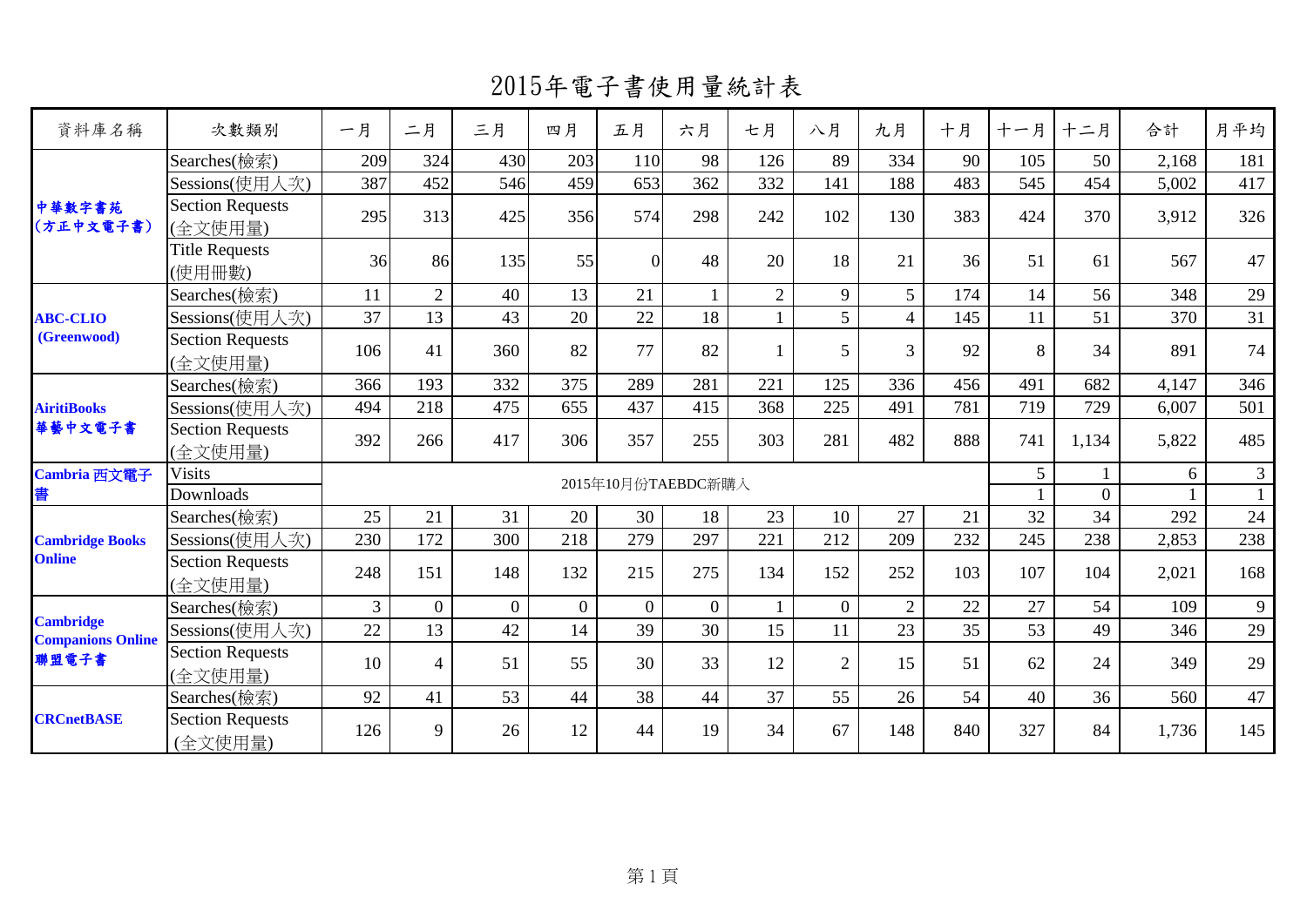# 2015年電子書使用量統計表

| 資料庫名稱 | 次數類別 | 一月 | 二月 | 三月 | 四月 | 五月 | 六月 | 七月 | 八月 | 九月 | 十月 | 十一月 | 十二月 | 合計 | 月平均 |
|---|---|---|---|---|---|---|---|---|---|---|---|---|---|---|---|
| 中華數字書苑 (方正中文電子書) | Searches(檢索) | 209 | 324 | 430 | 203 | 110 | 98 | 126 | 89 | 334 | 90 | 105 | 50 | 2,168 | 181 |
| | Sessions(使用人次) | 387 | 452 | 546 | 459 | 653 | 362 | 332 | 141 | 188 | 483 | 545 | 454 | 5,002 | 417 |
| | Section Requests (全文使用量) | 295 | 313 | 425 | 356 | 574 | 298 | 242 | 102 | 130 | 383 | 424 | 370 | 3,912 | 326 |
| | Title Requests (使用冊數) | 36 | 86 | 135 | 55 | 0 | 48 | 20 | 18 | 21 | 36 | 51 | 61 | 567 | 47 |
| ABC-CLIO (Greenwood) | Searches(檢索) | 11 | 2 | 40 | 13 | 21 | 1 | 2 | 9 | 5 | 174 | 14 | 56 | 348 | 29 |
| | Sessions(使用人次) | 37 | 13 | 43 | 20 | 22 | 18 | 1 | 5 | 4 | 145 | 11 | 51 | 370 | 31 |
| | Section Requests (全文使用量) | 106 | 41 | 360 | 82 | 77 | 82 | 1 | 5 | 3 | 92 | 8 | 34 | 891 | 74 |
| AiritiBooks 華藝中文電子書 | Searches(檢索) | 366 | 193 | 332 | 375 | 289 | 281 | 221 | 125 | 336 | 456 | 491 | 682 | 4,147 | 346 |
| | Sessions(使用人次) | 494 | 218 | 475 | 655 | 437 | 415 | 368 | 225 | 491 | 781 | 719 | 729 | 6,007 | 501 |
| | Section Requests (全文使用量) | 392 | 266 | 417 | 306 | 357 | 255 | 303 | 281 | 482 | 888 | 741 | 1,134 | 5,822 | 485 |
| Cambria 西文電子書 | Visits | 2015年10月份TAEBDC新購入 | | | | | | | | | | 5 | 1 | 6 | 3 |
| | Downloads | | | | | | | | | | | 1 | 0 | 1 | 1 |
| Cambridge Books Online | Searches(檢索) | 25 | 21 | 31 | 20 | 30 | 18 | 23 | 10 | 27 | 21 | 32 | 34 | 292 | 24 |
| | Sessions(使用人次) | 230 | 172 | 300 | 218 | 279 | 297 | 221 | 212 | 209 | 232 | 245 | 238 | 2,853 | 238 |
| | Section Requests (全文使用量) | 248 | 151 | 148 | 132 | 215 | 275 | 134 | 152 | 252 | 103 | 107 | 104 | 2,021 | 168 |
| Cambridge Companions Online 聯盟電子書 | Searches(檢索) | 3 | 0 | 0 | 0 | 0 | 0 | 1 | 0 | 2 | 22 | 27 | 54 | 109 | 9 |
| | Sessions(使用人次) | 22 | 13 | 42 | 14 | 39 | 30 | 15 | 11 | 23 | 35 | 53 | 49 | 346 | 29 |
| | Section Requests (全文使用量) | 10 | 4 | 51 | 55 | 30 | 33 | 12 | 2 | 15 | 51 | 62 | 24 | 349 | 29 |
| CRCnetBASE | Searches(檢索) | 92 | 41 | 53 | 44 | 38 | 44 | 37 | 55 | 26 | 54 | 40 | 36 | 560 | 47 |
| | Section Requests (全文使用量) | 126 | 9 | 26 | 12 | 44 | 19 | 34 | 67 | 148 | 840 | 327 | 84 | 1,736 | 145 |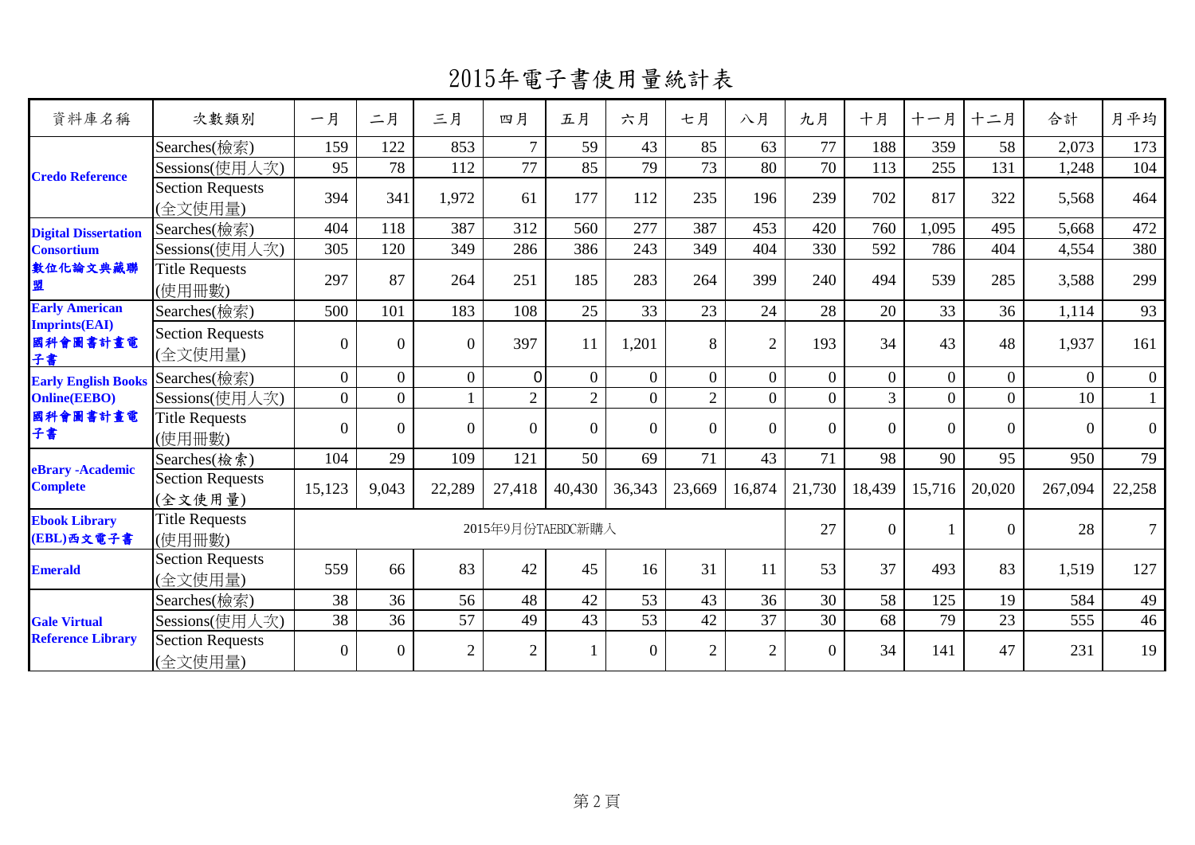# 2015年電子書使用量統計表

| 資料庫名稱 | 次數類別 | 一月 | 二月 | 三月 | 四月 | 五月 | 六月 | 七月 | 八月 | 九月 | 十月 | 十一月 | 十二月 | 合計 | 月平均 |
|---|---|---|---|---|---|---|---|---|---|---|---|---|---|---|---|
| **Credo Reference** | Searches(檢索) | 159 | 122 | 853 | 7 | 59 | 43 | 85 | 63 | 77 | 188 | 359 | 58 | 2,073 | 173 |
| | Sessions(使用人次) | 95 | 78 | 112 | 77 | 85 | 79 | 73 | 80 | 70 | 113 | 255 | 131 | 1,248 | 104 |
| | Section Requests (全文使用量) | 394 | 341 | 1,972 | 61 | 177 | 112 | 235 | 196 | 239 | 702 | 817 | 322 | 5,568 | 464 |
| **Digital Dissertation Consortium 數位化論文典藏聯盟** | Searches(檢索) | 404 | 118 | 387 | 312 | 560 | 277 | 387 | 453 | 420 | 760 | 1,095 | 495 | 5,668 | 472 |
| | Sessions(使用人次) | 305 | 120 | 349 | 286 | 386 | 243 | 349 | 404 | 330 | 592 | 786 | 404 | 4,554 | 380 |
| | Title Requests (使用冊數) | 297 | 87 | 264 | 251 | 185 | 283 | 264 | 399 | 240 | 494 | 539 | 285 | 3,588 | 299 |
| **Early American Imprints(EAI) 國科會圖書計畫電子書** | Searches(檢索) | 500 | 101 | 183 | 108 | 25 | 33 | 23 | 24 | 28 | 20 | 33 | 36 | 1,114 | 93 |
| | Section Requests (全文使用量) | 0 | 0 | 0 | 397 | 11 | 1,201 | 8 | 2 | 193 | 34 | 43 | 48 | 1,937 | 161 |
| **Early English Books Online(EEBO) 國科會圖書計畫電子書** | Searches(檢索) | 0 | 0 | 0 | 0 | 0 | 0 | 0 | 0 | 0 | 0 | 0 | 0 | 0 | 0 |
| | Sessions(使用人次) | 0 | 0 | 1 | 2 | 2 | 0 | 2 | 0 | 0 | 3 | 0 | 0 | 10 | 1 |
| | Title Requests (使用冊數) | 0 | 0 | 0 | 0 | 0 | 0 | 0 | 0 | 0 | 0 | 0 | 0 | 0 | 0 |
| **eBrary -Academic Complete** | Searches(檢索) | 104 | 29 | 109 | 121 | 50 | 69 | 71 | 43 | 71 | 98 | 90 | 95 | 950 | 79 |
| | Section Requests (全文使用量) | 15,123 | 9,043 | 22,289 | 27,418 | 40,430 | 36,343 | 23,669 | 16,874 | 21,730 | 18,439 | 15,716 | 20,020 | 267,094 | 22,258 |
| **Ebook Library (EBL)西文電子書** | Title Requests (使用冊數) | 2015年9月份TAEBDC新購入 | | | | | | | | 27 | 0 | 1 | 0 | 28 | 7 |
| **Emerald** | Section Requests (全文使用量) | 559 | 66 | 83 | 42 | 45 | 16 | 31 | 11 | 53 | 37 | 493 | 83 | 1,519 | 127 |
| **Gale Virtual Reference Library** | Searches(檢索) | 38 | 36 | 56 | 48 | 42 | 53 | 43 | 36 | 30 | 58 | 125 | 19 | 584 | 49 |
| | Sessions(使用人次) | 38 | 36 | 57 | 49 | 43 | 53 | 42 | 37 | 30 | 68 | 79 | 23 | 555 | 46 |
| | Section Requests (全文使用量) | 0 | 0 | 2 | 2 | 1 | 0 | 2 | 2 | 0 | 34 | 141 | 47 | 231 | 19 |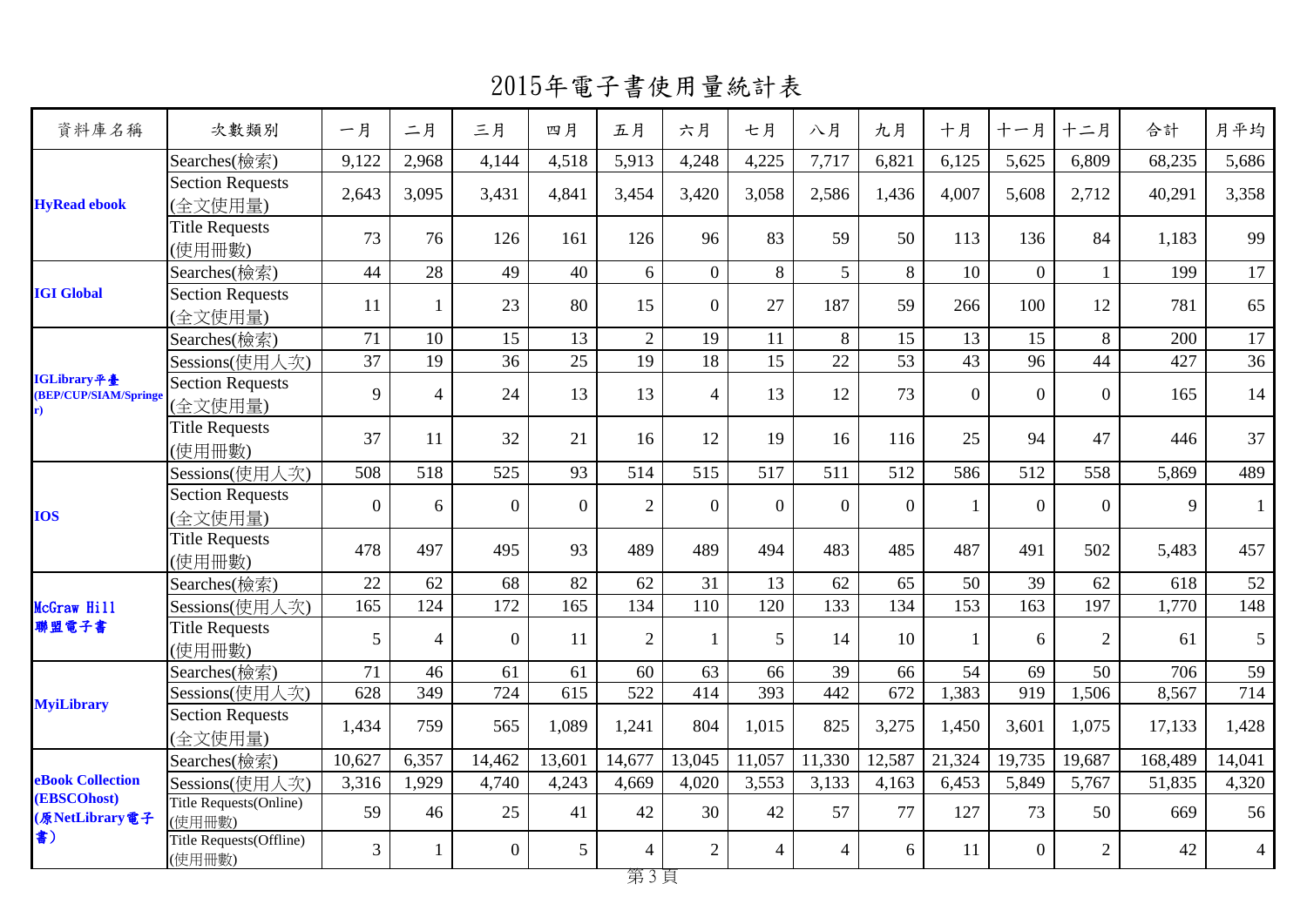# 2015年電子書使用量統計表

| 資料庫名稱 | 次數類別 | 一月 | 二月 | 三月 | 四月 | 五月 | 六月 | 七月 | 八月 | 九月 | 十月 | 十一月 | 十二月 | 合計 | 月平均 |
|---|---|---|---|---|---|---|---|---|---|---|---|---|---|---|---|
| **HyRead ebook** | Searches(檢索) | 9,122 | 2,968 | 4,144 | 4,518 | 5,913 | 4,248 | 4,225 | 7,717 | 6,821 | 6,125 | 5,625 | 6,809 | 68,235 | 5,686 |
| | Section Requests (全文使用量) | 2,643 | 3,095 | 3,431 | 4,841 | 3,454 | 3,420 | 3,058 | 2,586 | 1,436 | 4,007 | 5,608 | 2,712 | 40,291 | 3,358 |
| | Title Requests (使用冊數) | 73 | 76 | 126 | 161 | 126 | 96 | 83 | 59 | 50 | 113 | 136 | 84 | 1,183 | 99 |
| **IGI Global** | Searches(檢索) | 44 | 28 | 49 | 40 | 6 | 0 | 8 | 5 | 8 | 10 | 0 | 1 | 199 | 17 |
| | Section Requests (全文使用量) | 11 | 1 | 23 | 80 | 15 | 0 | 27 | 187 | 59 | 266 | 100 | 12 | 781 | 65 |
| **IGLibrary平臺 (BEP/CUP/SIAM/Springer)** | Searches(檢索) | 71 | 10 | 15 | 13 | 2 | 19 | 11 | 8 | 15 | 13 | 15 | 8 | 200 | 17 |
| | Sessions(使用人次) | 37 | 19 | 36 | 25 | 19 | 18 | 15 | 22 | 53 | 43 | 96 | 44 | 427 | 36 |
| | Section Requests (全文使用量) | 9 | 4 | 24 | 13 | 13 | 4 | 13 | 12 | 73 | 0 | 0 | 0 | 165 | 14 |
| | Title Requests (使用冊數) | 37 | 11 | 32 | 21 | 16 | 12 | 19 | 16 | 116 | 25 | 94 | 47 | 446 | 37 |
| **IOS** | Sessions(使用人次) | 508 | 518 | 525 | 93 | 514 | 515 | 517 | 511 | 512 | 586 | 512 | 558 | 5,869 | 489 |
| | Section Requests (全文使用量) | 0 | 6 | 0 | 0 | 2 | 0 | 0 | 0 | 0 | 1 | 0 | 0 | 9 | 1 |
| | Title Requests (使用冊數) | 478 | 497 | 495 | 93 | 489 | 489 | 494 | 483 | 485 | 487 | 491 | 502 | 5,483 | 457 |
| **McGraw Hill 聯盟電子書** | Searches(檢索) | 22 | 62 | 68 | 82 | 62 | 31 | 13 | 62 | 65 | 50 | 39 | 62 | 618 | 52 |
| | Sessions(使用人次) | 165 | 124 | 172 | 165 | 134 | 110 | 120 | 133 | 134 | 153 | 163 | 197 | 1,770 | 148 |
| | Title Requests (使用冊數) | 5 | 4 | 0 | 11 | 2 | 1 | 5 | 14 | 10 | 1 | 6 | 2 | 61 | 5 |
| **MyiLibrary** | Searches(檢索) | 71 | 46 | 61 | 61 | 60 | 63 | 66 | 39 | 66 | 54 | 69 | 50 | 706 | 59 |
| | Sessions(使用人次) | 628 | 349 | 724 | 615 | 522 | 414 | 393 | 442 | 672 | 1,383 | 919 | 1,506 | 8,567 | 714 |
| | Section Requests (全文使用量) | 1,434 | 759 | 565 | 1,089 | 1,241 | 804 | 1,015 | 825 | 3,275 | 1,450 | 3,601 | 1,075 | 17,133 | 1,428 |
| **eBook Collection (EBSCOhost) (原NetLibrary電子書)** | Searches(檢索) | 10,627 | 6,357 | 14,462 | 13,601 | 14,677 | 13,045 | 11,057 | 11,330 | 12,587 | 21,324 | 19,735 | 19,687 | 168,489 | 14,041 |
| | Sessions(使用人次) | 3,316 | 1,929 | 4,740 | 4,243 | 4,669 | 4,020 | 3,553 | 3,133 | 4,163 | 6,453 | 5,849 | 5,767 | 51,835 | 4,320 |
| | Title Requests(Online) (使用冊數) | 59 | 46 | 25 | 41 | 42 | 30 | 42 | 57 | 77 | 127 | 73 | 50 | 669 | 56 |
| | Title Requests(Offline) (使用冊數) | 3 | 1 | 0 | 5 | 4 | 2 | 4 | 4 | 6 | 11 | 0 | 2 | 42 | 4 |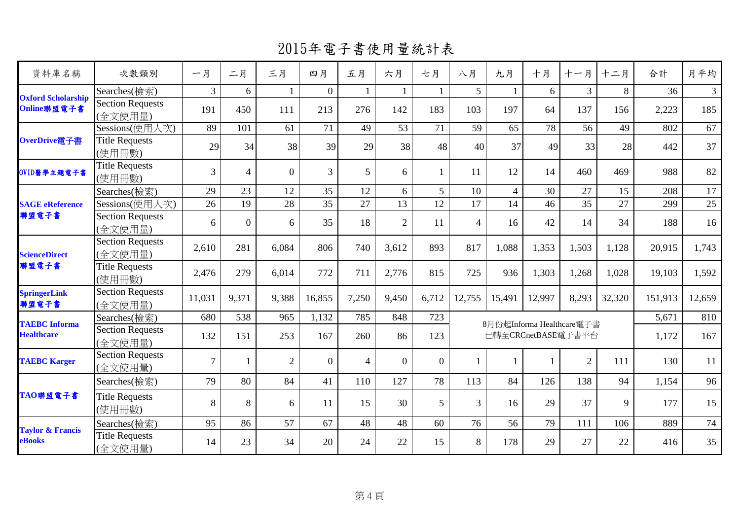# 2015年電子書使用量統計表

| 資料庫名稱 | 次數類別 | 一月 | 二月 | 三月 | 四月 | 五月 | 六月 | 七月 | 八月 | 九月 | 十月 | 十一月 | 十二月 | 合計 | 月平均 |
|---|---|---|---|---|---|---|---|---|---|---|---|---|---|---|---|
| **Oxford Scholarship Online聯盟電子書** | Searches(檢索) | 3 | 6 | 1 | 0 | 1 | 1 | 1 | 5 | 1 | 6 | 3 | 8 | 36 | 3 |
| | Section Requests (全文使用量) | 191 | 450 | 111 | 213 | 276 | 142 | 183 | 103 | 197 | 64 | 137 | 156 | 2,223 | 185 |
| **OverDrive電子書** | Sessions(使用人次) | 89 | 101 | 61 | 71 | 49 | 53 | 71 | 59 | 65 | 78 | 56 | 49 | 802 | 67 |
| | Title Requests (使用冊數) | 29 | 34 | 38 | 39 | 29 | 38 | 48 | 40 | 37 | 49 | 33 | 28 | 442 | 37 |
| **OVID醫學主題電子書** | Title Requests (使用冊數) | 3 | 4 | 0 | 3 | 5 | 6 | 1 | 11 | 12 | 14 | 460 | 469 | 988 | 82 |
| **SAGE eReference 聯盟電子書** | Searches(檢索) | 29 | 23 | 12 | 35 | 12 | 6 | 5 | 10 | 4 | 30 | 27 | 15 | 208 | 17 |
| | Sessions(使用人次) | 26 | 19 | 28 | 35 | 27 | 13 | 12 | 17 | 14 | 46 | 35 | 27 | 299 | 25 |
| | Section Requests (全文使用量) | 6 | 0 | 6 | 35 | 18 | 2 | 11 | 4 | 16 | 42 | 14 | 34 | 188 | 16 |
| **ScienceDirect 聯盟電子書** | Section Requests (全文使用量) | 2,610 | 281 | 6,084 | 806 | 740 | 3,612 | 893 | 817 | 1,088 | 1,353 | 1,503 | 1,128 | 20,915 | 1,743 |
| | Title Requests (使用冊數) | 2,476 | 279 | 6,014 | 772 | 711 | 2,776 | 815 | 725 | 936 | 1,303 | 1,268 | 1,028 | 19,103 | 1,592 |
| **SpringerLink 聯盟電子書** | Section Requests (全文使用量) | 11,031 | 9,371 | 9,388 | 16,855 | 7,250 | 9,450 | 6,712 | 12,755 | 15,491 | 12,997 | 8,293 | 32,320 | 151,913 | 12,659 |
| **TAEBC Informa Healthcare** | Searches(檢索) | 680 | 538 | 965 | 1,132 | 785 | 848 | 723 | 8月份起Informa Healthcare電子書已轉至CRCnetBASE電子書平台 | | | | | 5,671 | 810 |
| | Section Requests (全文使用量) | 132 | 151 | 253 | 167 | 260 | 86 | 123 | | | | | | 1,172 | 167 |
| **TAEBC Karger** | Section Requests (全文使用量) | 7 | 1 | 2 | 0 | 4 | 0 | 0 | 1 | 1 | 1 | 2 | 111 | 130 | 11 |
| **TAO聯盟電子書** | Searches(檢索) | 79 | 80 | 84 | 41 | 110 | 127 | 78 | 113 | 84 | 126 | 138 | 94 | 1,154 | 96 |
| | Title Requests (使用冊數) | 8 | 8 | 6 | 11 | 15 | 30 | 5 | 3 | 16 | 29 | 37 | 9 | 177 | 15 |
| **Taylor & Francis eBooks** | Searches(檢索) | 95 | 86 | 57 | 67 | 48 | 48 | 60 | 76 | 56 | 79 | 111 | 106 | 889 | 74 |
| | Title Requests (全文使用量) | 14 | 23 | 34 | 20 | 24 | 22 | 15 | 8 | 178 | 29 | 27 | 22 | 416 | 35 |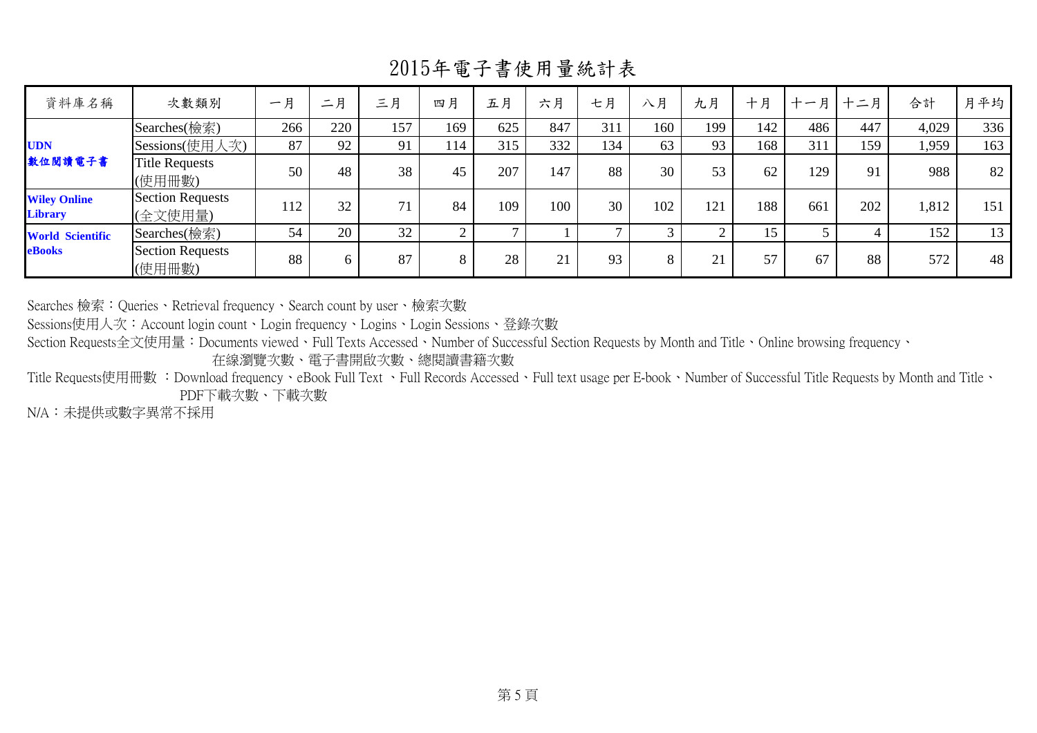# 2015年電子書使用量統計表

| 資料庫名稱 | 次數類別 | 一月 | 二月 | 三月 | 四月 | 五月 | 六月 | 七月 | 八月 | 九月 | 十月 | 十一月 | 十二月 | 合計 | 月平均 |
|---|---|---|---|---|---|---|---|---|---|---|---|---|---|---|---|
| **UDN 數位閱讀電子書** | Searches(檢索) | 266 | 220 | 157 | 169 | 625 | 847 | 311 | 160 | 199 | 142 | 486 | 447 | 4,029 | 336 |
| | Sessions(使用人次) | 87 | 92 | 91 | 114 | 315 | 332 | 134 | 63 | 93 | 168 | 311 | 159 | 1,959 | 163 |
| | Title Requests (使用冊數) | 50 | 48 | 38 | 45 | 207 | 147 | 88 | 30 | 53 | 62 | 129 | 91 | 988 | 82 |
| **Wiley Online Library** | Section Requests (全文使用量) | 112 | 32 | 71 | 84 | 109 | 100 | 30 | 102 | 121 | 188 | 661 | 202 | 1,812 | 151 |
| **World Scientific eBooks** | Searches(檢索) | 54 | 20 | 32 | 2 | 7 | 1 | 7 | 3 | 2 | 15 | 5 | 4 | 152 | 13 |
| | Section Requests (使用冊數) | 88 | 6 | 87 | 8 | 28 | 21 | 93 | 8 | 21 | 57 | 67 | 88 | 572 | 48 |

Searches 檢索：Queries、Retrieval frequency、Search count by user、檢索次數

Sessions使用人次：Account login count、Login frequency、Logins、Login Sessions、登錄次數

Section Requests全文使用量：Documents viewed、Full Texts Accessed、Number of Successful Section Requests by Month and Title、Online browsing frequency、在線瀏覽次數、電子書開啟次數、總閱讀書籍次數

Title Requests使用冊數 ：Download frequency、eBook Full Text 、Full Records Accessed、Full text usage per E-book、Number of Successful Title Requests by Month and Title、PDF下載次數、下載次數

N/A：未提供或數字異常不採用